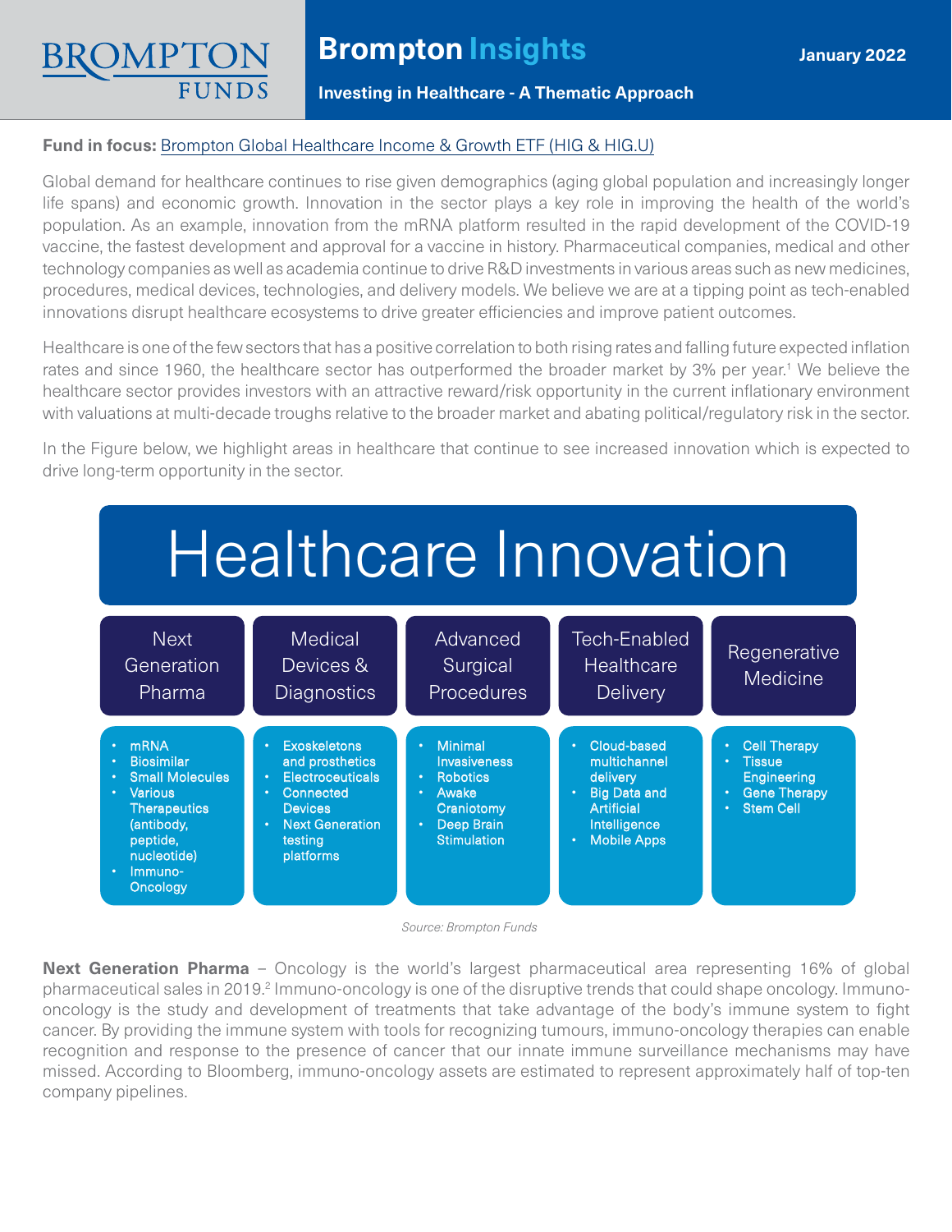# Brompton Insights

**Investing in Healthcare - A Thematic Approach**

January 2022

**Fund in focus:** Brompton Global Healthcare Income & Growth ETF (HIG & HIG.U)

Global demand for healthcare continues to rise given demographics (aging global population and increasingly longer life spans) and economic growth. Innovation in the sector plays a key role in improving the health of the world's population. As an example, innovation from the mRNA platform resulted in the rapid development of the COVID-19 vaccine, the fastest development and approval for a vaccine in history. Pharmaceutical companies, medical and other technology companies as well as academia continue to drive R&D investments in various areas such as new medicines, procedures, medical devices, technologies, and delivery models. We believe we are at a tipping point as tech-enabled innovations disrupt healthcare ecosystems to drive greater efficiencies and improve patient outcomes.

Healthcare is one of the few sectors that has a positive correlation to both rising rates and falling future expected inflation rates and since 1960, the healthcare sector has outperformed the broader market by 3% per year.[1] We believe the healthcare sector provides investors with an attractive reward/risk opportunity in the current inflationary environment with valuations at multi-decade troughs relative to the broader market and abating political/regulatory risk in the sector.

In the Figure below, we highlight areas in healthcare that continue to see increased innovation which is expected to drive long-term opportunity in the sector.

## Healthcare Innovation

**Next Generation Pharma**
- mRNA
- Biosimilar
- Small Molecules
- Various Therapeutics (antibody, peptide, nucleotide)
- Immuno-Oncology

**Medical Devices & Diagnostics**
- Exoskeletons and prosthetics
- Electroceuticals
- Connected Devices
- Next Generation testing platforms

**Advanced Surgical Procedures**
- Minimal Invasiveness
- Robotics
- Awake Craniotomy
- Deep Brain Stimulation

**Tech-Enabled Healthcare Delivery**
- Cloud-based multichannel delivery
- Big Data and Artificial Intelligence
- Mobile Apps

**Regenerative Medicine**
- Cell Therapy
- Tissue Engineering
- Gene Therapy
- Stem Cell

*Source: Brompton Funds*

**Next Generation Pharma** – Oncology is the world's largest pharmaceutical area representing 16% of global pharmaceutical sales in 2019.[2] Immuno-oncology is one of the disruptive trends that could shape oncology. Immuno-oncology is the study and development of treatments that take advantage of the body's immune system to fight cancer. By providing the immune system with tools for recognizing tumours, immuno-oncology therapies can enable recognition and response to the presence of cancer that our innate immune surveillance mechanisms may have missed. According to Bloomberg, immuno-oncology assets are estimated to represent approximately half of top-ten company pipelines.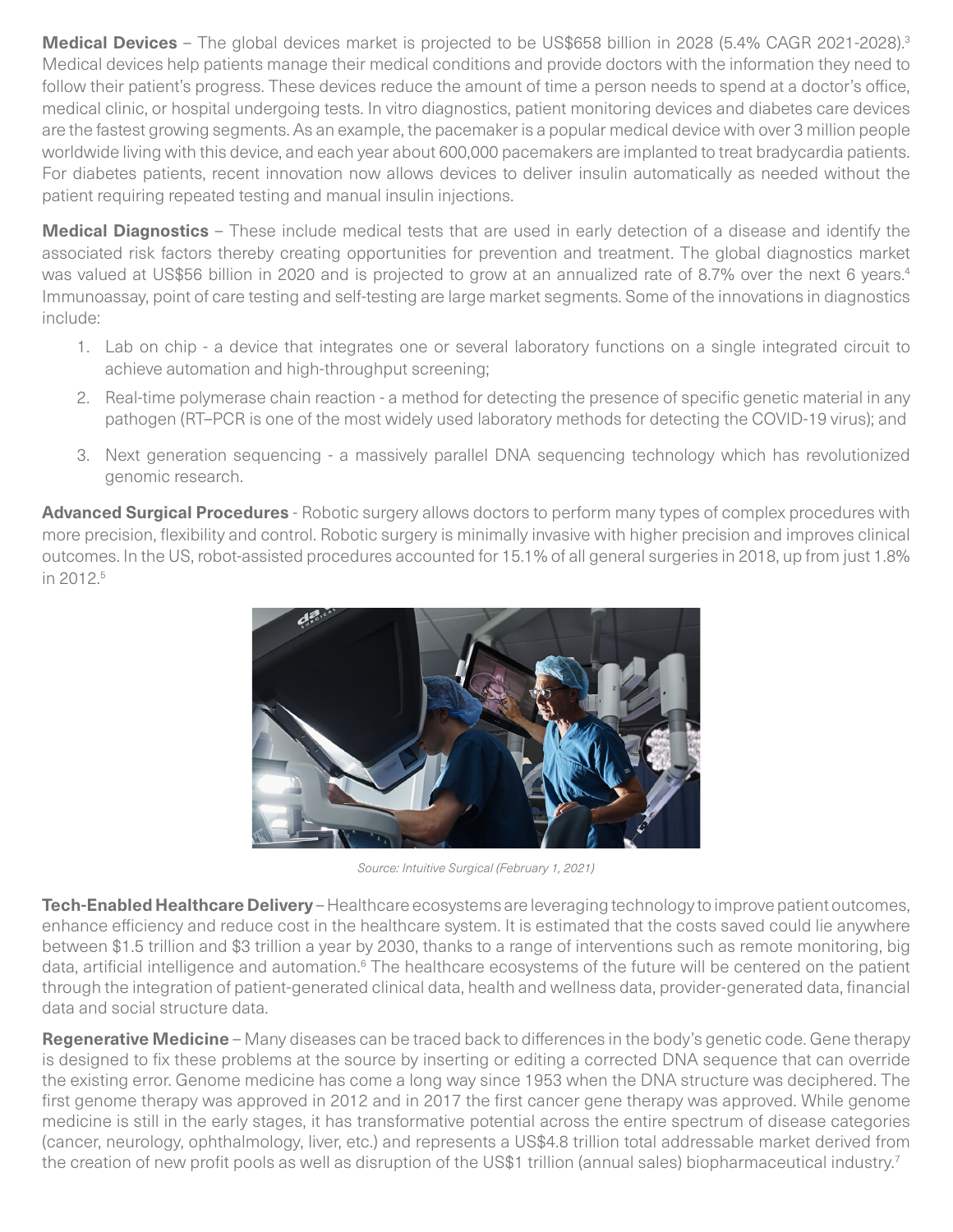**Medical Devices** – The global devices market is projected to be US$658 billion in 2028 (5.4% CAGR 2021-2028).[3] Medical devices help patients manage their medical conditions and provide doctors with the information they need to follow their patient's progress. These devices reduce the amount of time a person needs to spend at a doctor's office, medical clinic, or hospital undergoing tests. In vitro diagnostics, patient monitoring devices and diabetes care devices are the fastest growing segments. As an example, the pacemaker is a popular medical device with over 3 million people worldwide living with this device, and each year about 600,000 pacemakers are implanted to treat bradycardia patients. For diabetes patients, recent innovation now allows devices to deliver insulin automatically as needed without the patient requiring repeated testing and manual insulin injections.

**Medical Diagnostics** – These include medical tests that are used in early detection of a disease and identify the associated risk factors thereby creating opportunities for prevention and treatment. The global diagnostics market was valued at US$56 billion in 2020 and is projected to grow at an annualized rate of 8.7% over the next 6 years.[4] Immunoassay, point of care testing and self-testing are large market segments. Some of the innovations in diagnostics include:

1. Lab on chip - a device that integrates one or several laboratory functions on a single integrated circuit to achieve automation and high-throughput screening;
2. Real-time polymerase chain reaction - a method for detecting the presence of specific genetic material in any pathogen (RT–PCR is one of the most widely used laboratory methods for detecting the COVID-19 virus); and
3. Next generation sequencing - a massively parallel DNA sequencing technology which has revolutionized genomic research.

**Advanced Surgical Procedures** - Robotic surgery allows doctors to perform many types of complex procedures with more precision, flexibility and control. Robotic surgery is minimally invasive with higher precision and improves clinical outcomes. In the US, robot-assisted procedures accounted for 15.1% of all general surgeries in 2018, up from just 1.8% in 2012.[5]

*Source: Intuitive Surgical (February 1, 2021)*

**Tech-Enabled Healthcare Delivery** – Healthcare ecosystems are leveraging technology to improve patient outcomes, enhance efficiency and reduce cost in the healthcare system. It is estimated that the costs saved could lie anywhere between $1.5 trillion and $3 trillion a year by 2030, thanks to a range of interventions such as remote monitoring, big data, artificial intelligence and automation.[6] The healthcare ecosystems of the future will be centered on the patient through the integration of patient-generated clinical data, health and wellness data, provider-generated data, financial data and social structure data.

**Regenerative Medicine** – Many diseases can be traced back to differences in the body's genetic code. Gene therapy is designed to fix these problems at the source by inserting or editing a corrected DNA sequence that can override the existing error. Genome medicine has come a long way since 1953 when the DNA structure was deciphered. The first genome therapy was approved in 2012 and in 2017 the first cancer gene therapy was approved. While genome medicine is still in the early stages, it has transformative potential across the entire spectrum of disease categories (cancer, neurology, ophthalmology, liver, etc.) and represents a US$4.8 trillion total addressable market derived from the creation of new profit pools as well as disruption of the US$1 trillion (annual sales) biopharmaceutical industry.[7]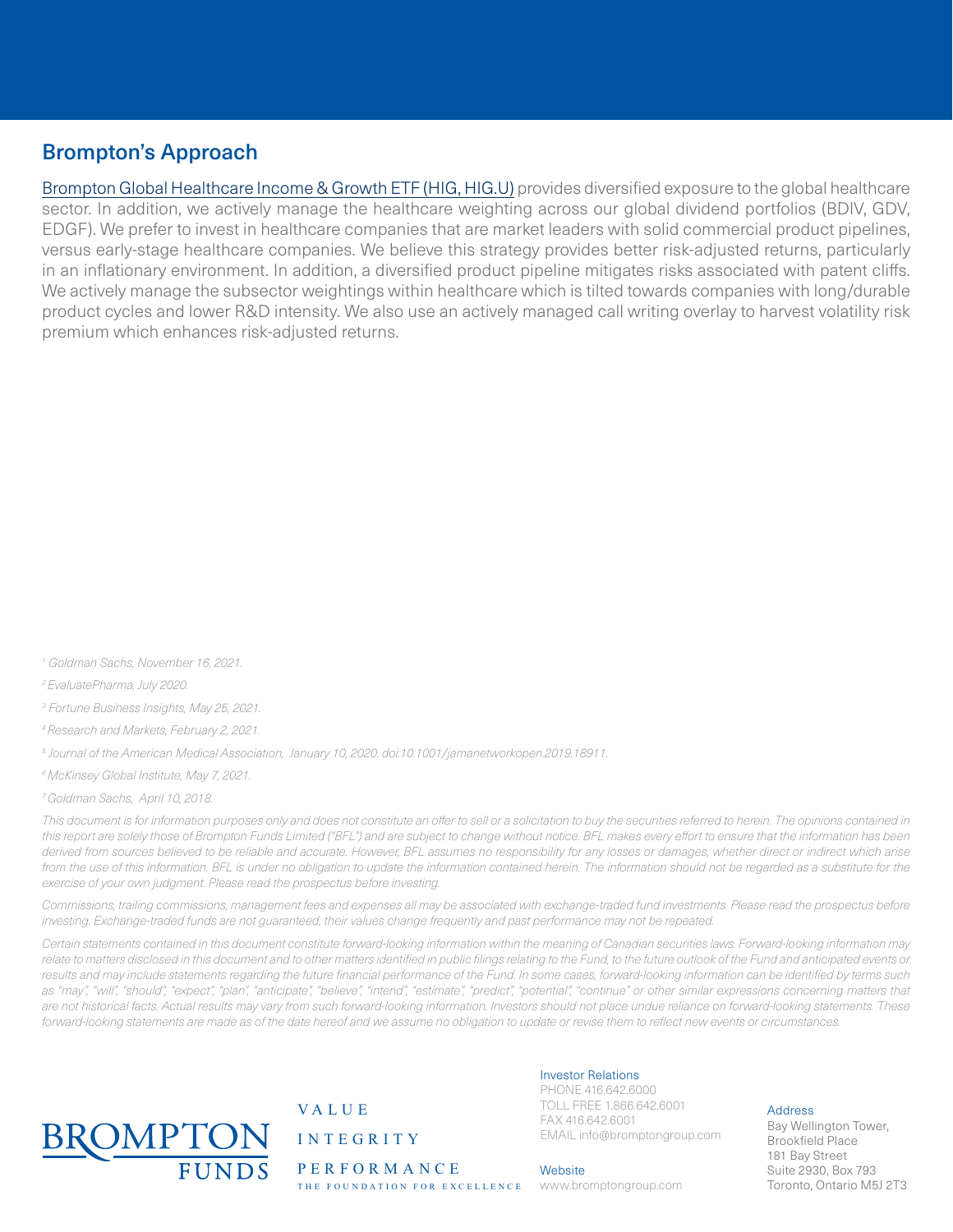## Brompton's Approach

Brompton Global Healthcare Income & Growth ETF (HIG, HIG.U) provides diversified exposure to the global healthcare sector. In addition, we actively manage the healthcare weighting across our global dividend portfolios (BDIV, GDV, EDGF). We prefer to invest in healthcare companies that are market leaders with solid commercial product pipelines, versus early-stage healthcare companies. We believe this strategy provides better risk-adjusted returns, particularly in an inflationary environment. In addition, a diversified product pipeline mitigates risks associated with patent cliffs. We actively manage the subsector weightings within healthcare which is tilted towards companies with long/durable product cycles and lower R&D intensity. We also use an actively managed call writing overlay to harvest volatility risk premium which enhances risk-adjusted returns.

*[1] Goldman Sachs, November 16, 2021.*

*[2] EvaluatePharma, July 2020.*

*[3] Fortune Business Insights, May 25, 2021.*

*[4] Research and Markets, February 2, 2021.*

*[5] Journal of the American Medical Association, January 10, 2020. doi:10.1001/jamanetworkopen.2019.18911.*

*[6] McKinsey Global Institute, May 7, 2021.*

*[7] Goldman Sachs, April 10, 2018.*

*This document is for information purposes only and does not constitute an offer to sell or a solicitation to buy the securities referred to herein. The opinions contained in this report are solely those of Brompton Funds Limited ("BFL") and are subject to change without notice. BFL makes every effort to ensure that the information has been derived from sources believed to be reliable and accurate. However, BFL assumes no responsibility for any losses or damages, whether direct or indirect which arise from the use of this information. BFL is under no obligation to update the information contained herein. The information should not be regarded as a substitute for the exercise of your own judgment. Please read the prospectus before investing.*

*Commissions, trailing commissions, management fees and expenses all may be associated with exchange-traded fund investments. Please read the prospectus before investing. Exchange-traded funds are not guaranteed, their values change frequently and past performance may not be repeated.*

*Certain statements contained in this document constitute forward-looking information within the meaning of Canadian securities laws. Forward-looking information may relate to matters disclosed in this document and to other matters identified in public filings relating to the Fund, to the future outlook of the Fund and anticipated events or results and may include statements regarding the future financial performance of the Fund. In some cases, forward-looking information can be identified by terms such as "may", "will", "should", "expect", "plan", "anticipate", "believe", "intend", "estimate", "predict", "potential", "continue" or other similar expressions concerning matters that are not historical facts. Actual results may vary from such forward-looking information. Investors should not place undue reliance on forward-looking statements. These forward-looking statements are made as of the date hereof and we assume no obligation to update or revise them to reflect new events or circumstances.*

BROMPTON FUNDS

VALUE
INTEGRITY
PERFORMANCE
THE FOUNDATION FOR EXCELLENCE

Investor Relations
PHONE 416.642.6000
TOLL FREE 1.866.642.6001
FAX 416.642.6001
EMAIL info@bromptongroup.com

Website
www.bromptongroup.com

Address
Bay Wellington Tower,
Brookfield Place
181 Bay Street
Suite 2930, Box 793
Toronto, Ontario M5J 2T3